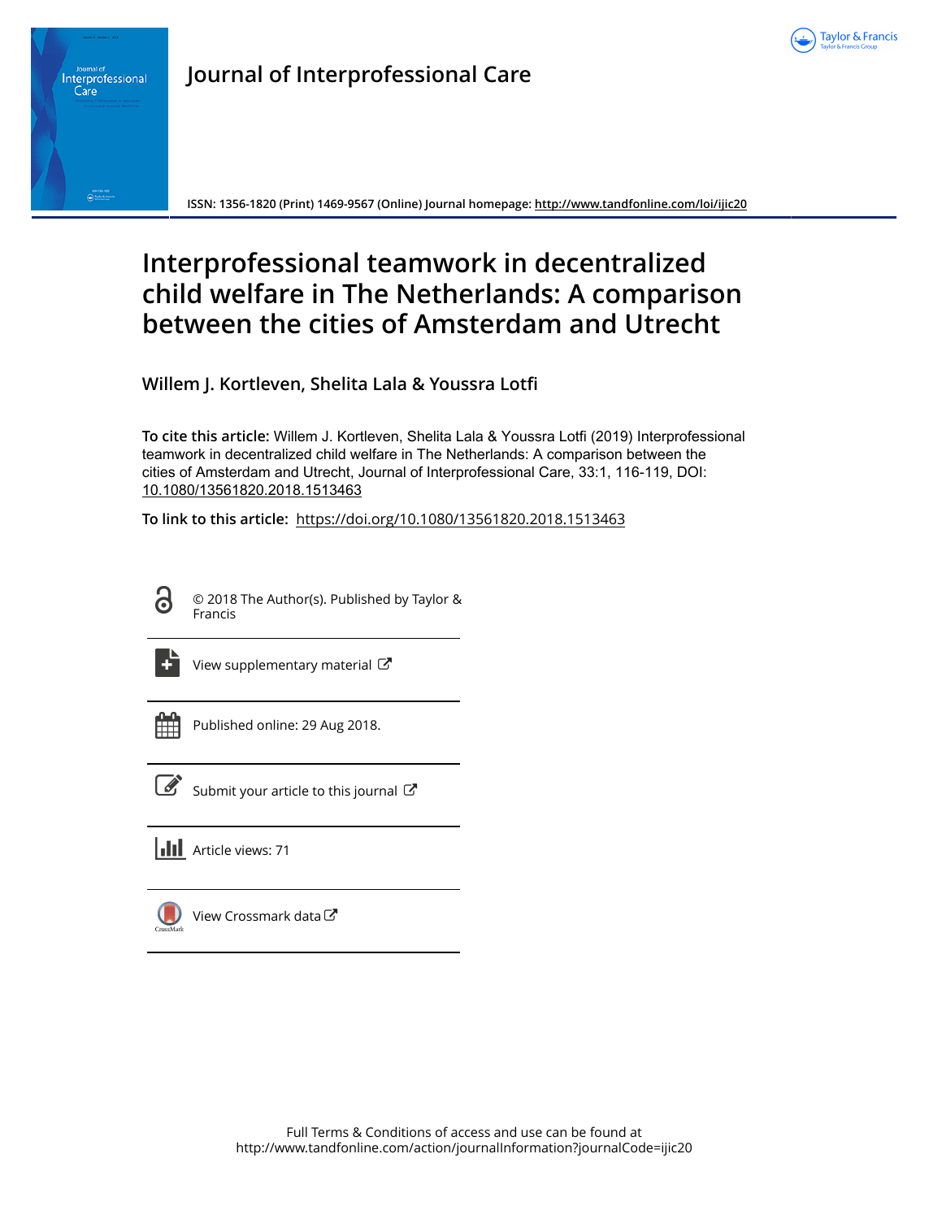# Journal of Interprofessional Care

ISSN: 1356-1820 (Print) 1469-9567 (Online) Journal homepage: http://www.tandfonline.com/loi/ijic20

# Interprofessional teamwork in decentralized child welfare in The Netherlands: A comparison between the cities of Amsterdam and Utrecht

**Willem J. Kortleven, Shelita Lala & Youssra Lotfi**

**To cite this article:** Willem J. Kortleven, Shelita Lala & Youssra Lotfi (2019) Interprofessional teamwork in decentralized child welfare in The Netherlands: A comparison between the cities of Amsterdam and Utrecht, Journal of Interprofessional Care, 33:1, 116-119, DOI: 10.1080/13561820.2018.1513463

**To link to this article:** https://doi.org/10.1080/13561820.2018.1513463

© 2018 The Author(s). Published by Taylor & Francis

View supplementary material

Published online: 29 Aug 2018.

Submit your article to this journal

Article views: 71

View Crossmark data

Full Terms & Conditions of access and use can be found at http://www.tandfonline.com/action/journalInformation?journalCode=ijic20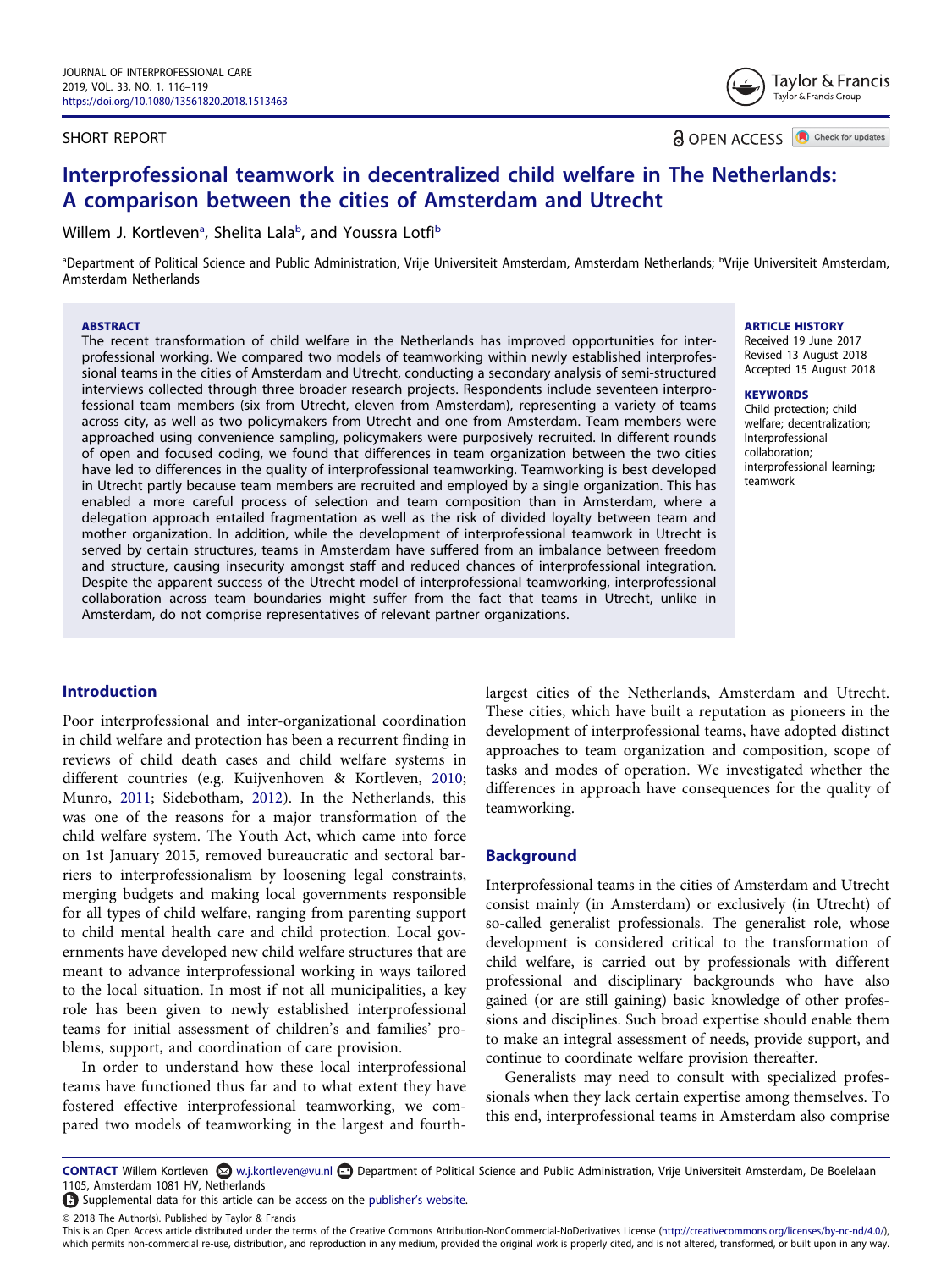# Interprofessional teamwork in decentralized child welfare in The Netherlands: A comparison between the cities of Amsterdam and Utrecht

Willem J. Kortleven[a], Shelita Lala[b], and Youssra Lotfi[b]

[a]Department of Political Science and Public Administration, Vrije Universiteit Amsterdam, Amsterdam Netherlands; [b]Vrije Universiteit Amsterdam, Amsterdam Netherlands

SHORT REPORT

OPEN ACCESS

**ABSTRACT**

The recent transformation of child welfare in the Netherlands has improved opportunities for interprofessional working. We compared two models of teamworking within newly established interprofessional teams in the cities of Amsterdam and Utrecht, conducting a secondary analysis of semi-structured interviews collected through three broader research projects. Respondents include seventeen interprofessional team members (six from Utrecht, eleven from Amsterdam), representing a variety of teams across city, as well as two policymakers from Utrecht and one from Amsterdam. Team members were approached using convenience sampling, policymakers were purposively recruited. In different rounds of open and focused coding, we found that differences in team organization between the two cities have led to differences in the quality of interprofessional teamworking. Teamworking is best developed in Utrecht partly because team members are recruited and employed by a single organization. This has enabled a more careful process of selection and team composition than in Amsterdam, where a delegation approach entailed fragmentation as well as the risk of divided loyalty between team and mother organization. In addition, while the development of interprofessional teamwork in Utrecht is served by certain structures, teams in Amsterdam have suffered from an imbalance between freedom and structure, causing insecurity amongst staff and reduced chances of interprofessional integration. Despite the apparent success of the Utrecht model of interprofessional teamworking, interprofessional collaboration across team boundaries might suffer from the fact that teams in Utrecht, unlike in Amsterdam, do not comprise representatives of relevant partner organizations.

**ARTICLE HISTORY**

Received 19 June 2017
Revised 13 August 2018
Accepted 15 August 2018

**KEYWORDS**

Child protection; child welfare; decentralization; Interprofessional collaboration; interprofessional learning; teamwork

## Introduction

Poor interprofessional and inter-organizational coordination in child welfare and protection has been a recurrent finding in reviews of child death cases and child welfare systems in different countries (e.g. Kuijvenhoven & Kortleven, 2010; Munro, 2011; Sidebotham, 2012). In the Netherlands, this was one of the reasons for a major transformation of the child welfare system. The Youth Act, which came into force on 1st January 2015, removed bureaucratic and sectoral barriers to interprofessionalism by loosening legal constraints, merging budgets and making local governments responsible for all types of child welfare, ranging from parenting support to child mental health care and child protection. Local governments have developed new child welfare structures that are meant to advance interprofessional working in ways tailored to the local situation. In most if not all municipalities, a key role has been given to newly established interprofessional teams for initial assessment of children's and families' problems, support, and coordination of care provision.

In order to understand how these local interprofessional teams have functioned thus far and to what extent they have fostered effective interprofessional teamworking, we compared two models of teamworking in the largest and fourth-largest cities of the Netherlands, Amsterdam and Utrecht. These cities, which have built a reputation as pioneers in the development of interprofessional teams, have adopted distinct approaches to team organization and composition, scope of tasks and modes of operation. We investigated whether the differences in approach have consequences for the quality of teamworking.

## Background

Interprofessional teams in the cities of Amsterdam and Utrecht consist mainly (in Amsterdam) or exclusively (in Utrecht) of so-called generalist professionals. The generalist role, whose development is considered critical to the transformation of child welfare, is carried out by professionals with different professional and disciplinary backgrounds who have also gained (or are still gaining) basic knowledge of other professions and disciplines. Such broad expertise should enable them to make an integral assessment of needs, provide support, and continue to coordinate welfare provision thereafter.

Generalists may need to consult with specialized professionals when they lack certain expertise among themselves. To this end, interprofessional teams in Amsterdam also comprise

**CONTACT** Willem Kortleven w.j.kortleven@vu.nl Department of Political Science and Public Administration, Vrije Universiteit Amsterdam, De Boelelaan 1105, Amsterdam 1081 HV, Netherlands

Supplemental data for this article can be access on the publisher's website.

© 2018 The Author(s). Published by Taylor & Francis

This is an Open Access article distributed under the terms of the Creative Commons Attribution-NonCommercial-NoDerivatives License (http://creativecommons.org/licenses/by-nc-nd/4.0/), which permits non-commercial re-use, distribution, and reproduction in any medium, provided the original work is properly cited, and is not altered, transformed, or built upon in any way.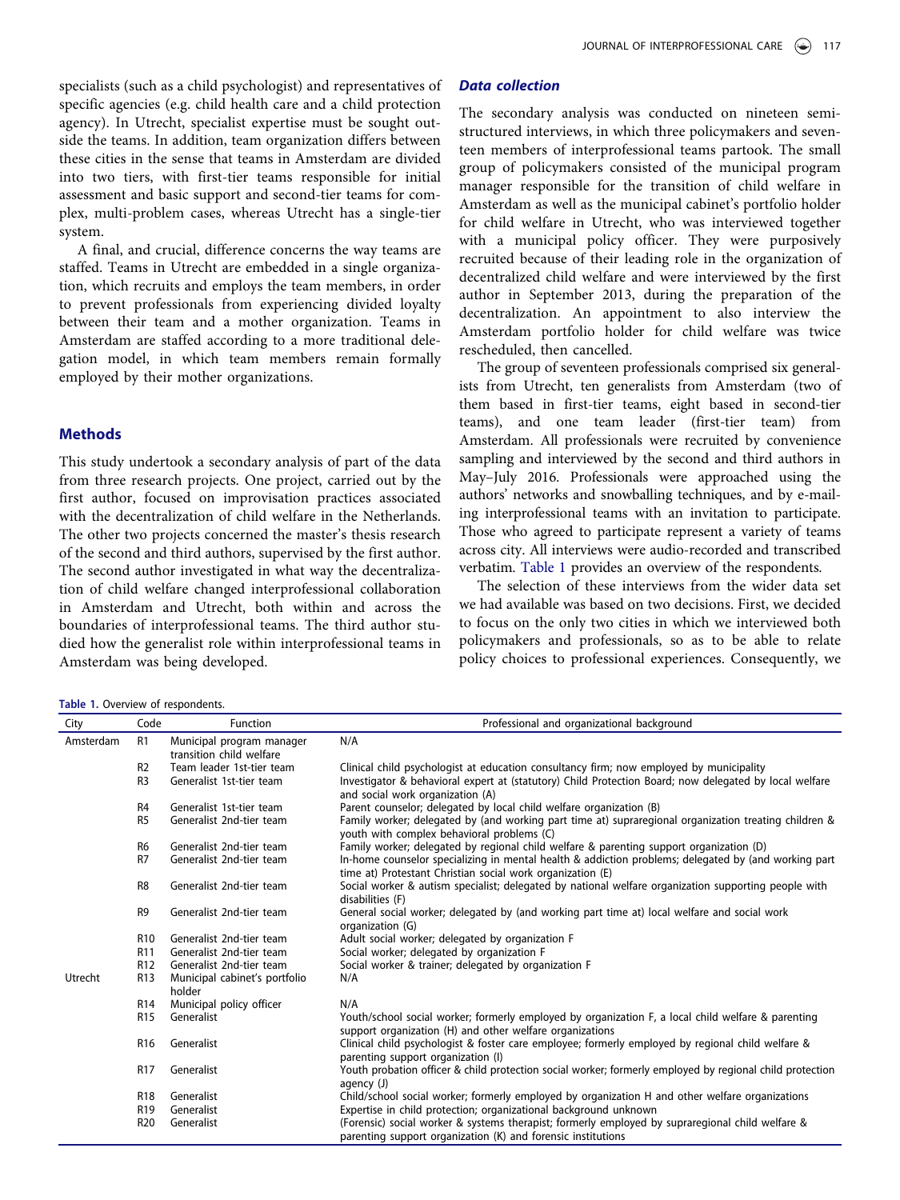specialists (such as a child psychologist) and representatives of specific agencies (e.g. child health care and a child protection agency). In Utrecht, specialist expertise must be sought outside the teams. In addition, team organization differs between these cities in the sense that teams in Amsterdam are divided into two tiers, with first-tier teams responsible for initial assessment and basic support and second-tier teams for complex, multi-problem cases, whereas Utrecht has a single-tier system.

A final, and crucial, difference concerns the way teams are staffed. Teams in Utrecht are embedded in a single organization, which recruits and employs the team members, in order to prevent professionals from experiencing divided loyalty between their team and a mother organization. Teams in Amsterdam are staffed according to a more traditional delegation model, in which team members remain formally employed by their mother organizations.

## Methods

This study undertook a secondary analysis of part of the data from three research projects. One project, carried out by the first author, focused on improvisation practices associated with the decentralization of child welfare in the Netherlands. The other two projects concerned the master's thesis research of the second and third authors, supervised by the first author. The second author investigated in what way the decentralization of child welfare changed interprofessional collaboration in Amsterdam and Utrecht, both within and across the boundaries of interprofessional teams. The third author studied how the generalist role within interprofessional teams in Amsterdam was being developed.

### *Data collection*

The secondary analysis was conducted on nineteen semi-structured interviews, in which three policymakers and seventeen members of interprofessional teams partook. The small group of policymakers consisted of the municipal program manager responsible for the transition of child welfare in Amsterdam as well as the municipal cabinet's portfolio holder for child welfare in Utrecht, who was interviewed together with a municipal policy officer. They were purposively recruited because of their leading role in the organization of decentralized child welfare and were interviewed by the first author in September 2013, during the preparation of the decentralization. An appointment to also interview the Amsterdam portfolio holder for child welfare was twice rescheduled, then cancelled.

The group of seventeen professionals comprised six generalists from Utrecht, ten generalists from Amsterdam (two of them based in first-tier teams, eight based in second-tier teams), and one team leader (first-tier team) from Amsterdam. All professionals were recruited by convenience sampling and interviewed by the second and third authors in May–July 2016. Professionals were approached using the authors' networks and snowballing techniques, and by e-mailing interprofessional teams with an invitation to participate. Those who agreed to participate represent a variety of teams across city. All interviews were audio-recorded and transcribed verbatim. Table 1 provides an overview of the respondents.

The selection of these interviews from the wider data set we had available was based on two decisions. First, we decided to focus on the only two cities in which we interviewed both policymakers and professionals, so as to be able to relate policy choices to professional experiences. Consequently, we

**Table 1.** Overview of respondents.

| City | Code | Function | Professional and organizational background |
|---|---|---|---|
| Amsterdam | R1 | Municipal program manager transition child welfare | N/A |
| | R2 | Team leader 1st-tier team | Clinical child psychologist at education consultancy firm; now employed by municipality |
| | R3 | Generalist 1st-tier team | Investigator & behavioral expert at (statutory) Child Protection Board; now delegated by local welfare and social work organization (A) |
| | R4 | Generalist 1st-tier team | Parent counselor; delegated by local child welfare organization (B) |
| | R5 | Generalist 2nd-tier team | Family worker; delegated by (and working part time at) supraregional organization treating children & youth with complex behavioral problems (C) |
| | R6 | Generalist 2nd-tier team | Family worker; delegated by regional child welfare & parenting support organization (D) |
| | R7 | Generalist 2nd-tier team | In-home counselor specializing in mental health & addiction problems; delegated by (and working part time at) Protestant Christian social work organization (E) |
| | R8 | Generalist 2nd-tier team | Social worker & autism specialist; delegated by national welfare organization supporting people with disabilities (F) |
| | R9 | Generalist 2nd-tier team | General social worker; delegated by (and working part time at) local welfare and social work organization (G) |
| | R10 | Generalist 2nd-tier team | Adult social worker; delegated by organization F |
| | R11 | Generalist 2nd-tier team | Social worker; delegated by organization F |
| | R12 | Generalist 2nd-tier team | Social worker & trainer; delegated by organization F |
| Utrecht | R13 | Municipal cabinet's portfolio holder | N/A |
| | R14 | Municipal policy officer | N/A |
| | R15 | Generalist | Youth/school social worker; formerly employed by organization F, a local child welfare & parenting support organization (H) and other welfare organizations |
| | R16 | Generalist | Clinical child psychologist & foster care employee; formerly employed by regional child welfare & parenting support organization (I) |
| | R17 | Generalist | Youth probation officer & child protection social worker; formerly employed by regional child protection agency (J) |
| | R18 | Generalist | Child/school social worker; formerly employed by organization H and other welfare organizations |
| | R19 | Generalist | Expertise in child protection; organizational background unknown |
| | R20 | Generalist | (Forensic) social worker & systems therapist; formerly employed by supraregional child welfare & parenting support organization (K) and forensic institutions |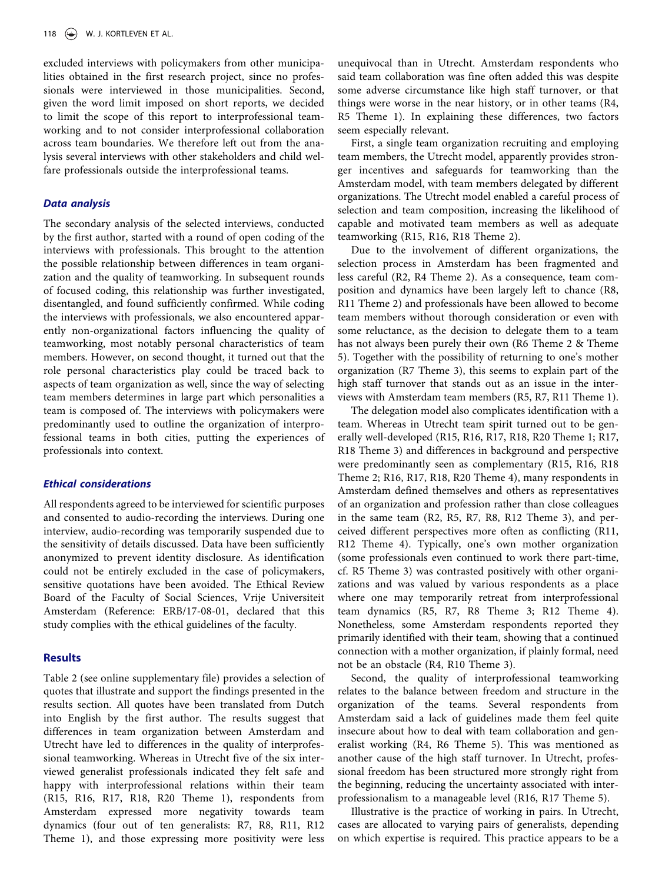excluded interviews with policymakers from other municipalities obtained in the first research project, since no professionals were interviewed in those municipalities. Second, given the word limit imposed on short reports, we decided to limit the scope of this report to interprofessional teamworking and to not consider interprofessional collaboration across team boundaries. We therefore left out from the analysis several interviews with other stakeholders and child welfare professionals outside the interprofessional teams.

### *Data analysis*

The secondary analysis of the selected interviews, conducted by the first author, started with a round of open coding of the interviews with professionals. This brought to the attention the possible relationship between differences in team organization and the quality of teamworking. In subsequent rounds of focused coding, this relationship was further investigated, disentangled, and found sufficiently confirmed. While coding the interviews with professionals, we also encountered apparently non-organizational factors influencing the quality of teamworking, most notably personal characteristics of team members. However, on second thought, it turned out that the role personal characteristics play could be traced back to aspects of team organization as well, since the way of selecting team members determines in large part which personalities a team is composed of. The interviews with policymakers were predominantly used to outline the organization of interprofessional teams in both cities, putting the experiences of professionals into context.

### *Ethical considerations*

All respondents agreed to be interviewed for scientific purposes and consented to audio-recording the interviews. During one interview, audio-recording was temporarily suspended due to the sensitivity of details discussed. Data have been sufficiently anonymized to prevent identity disclosure. As identification could not be entirely excluded in the case of policymakers, sensitive quotations have been avoided. The Ethical Review Board of the Faculty of Social Sciences, Vrije Universiteit Amsterdam (Reference: ERB/17-08-01, declared that this study complies with the ethical guidelines of the faculty.

## Results

Table 2 (see online supplementary file) provides a selection of quotes that illustrate and support the findings presented in the results section. All quotes have been translated from Dutch into English by the first author. The results suggest that differences in team organization between Amsterdam and Utrecht have led to differences in the quality of interprofessional teamworking. Whereas in Utrecht five of the six interviewed generalist professionals indicated they felt safe and happy with interprofessional relations within their team (R15, R16, R17, R18, R20 Theme 1), respondents from Amsterdam expressed more negativity towards team dynamics (four out of ten generalists: R7, R8, R11, R12 Theme 1), and those expressing more positivity were less unequivocal than in Utrecht. Amsterdam respondents who said team collaboration was fine often added this was despite some adverse circumstance like high staff turnover, or that things were worse in the near history, or in other teams (R4, R5 Theme 1). In explaining these differences, two factors seem especially relevant.

First, a single team organization recruiting and employing team members, the Utrecht model, apparently provides stronger incentives and safeguards for teamworking than the Amsterdam model, with team members delegated by different organizations. The Utrecht model enabled a careful process of selection and team composition, increasing the likelihood of capable and motivated team members as well as adequate teamworking (R15, R16, R18 Theme 2).

Due to the involvement of different organizations, the selection process in Amsterdam has been fragmented and less careful (R2, R4 Theme 2). As a consequence, team composition and dynamics have been largely left to chance (R8, R11 Theme 2) and professionals have been allowed to become team members without thorough consideration or even with some reluctance, as the decision to delegate them to a team has not always been purely their own (R6 Theme 2 & Theme 5). Together with the possibility of returning to one's mother organization (R7 Theme 3), this seems to explain part of the high staff turnover that stands out as an issue in the interviews with Amsterdam team members (R5, R7, R11 Theme 1).

The delegation model also complicates identification with a team. Whereas in Utrecht team spirit turned out to be generally well-developed (R15, R16, R17, R18, R20 Theme 1; R17, R18 Theme 3) and differences in background and perspective were predominantly seen as complementary (R15, R16, R18 Theme 2; R16, R17, R18, R20 Theme 4), many respondents in Amsterdam defined themselves and others as representatives of an organization and profession rather than close colleagues in the same team (R2, R5, R7, R8, R12 Theme 3), and perceived different perspectives more often as conflicting (R11, R12 Theme 4). Typically, one's own mother organization (some professionals even continued to work there part-time, cf. R5 Theme 3) was contrasted positively with other organizations and was valued by various respondents as a place where one may temporarily retreat from interprofessional team dynamics (R5, R7, R8 Theme 3; R12 Theme 4). Nonetheless, some Amsterdam respondents reported they primarily identified with their team, showing that a continued connection with a mother organization, if plainly formal, need not be an obstacle (R4, R10 Theme 3).

Second, the quality of interprofessional teamworking relates to the balance between freedom and structure in the organization of the teams. Several respondents from Amsterdam said a lack of guidelines made them feel quite insecure about how to deal with team collaboration and generalist working (R4, R6 Theme 5). This was mentioned as another cause of the high staff turnover. In Utrecht, professional freedom has been structured more strongly right from the beginning, reducing the uncertainty associated with interprofessionalism to a manageable level (R16, R17 Theme 5).

Illustrative is the practice of working in pairs. In Utrecht, cases are allocated to varying pairs of generalists, depending on which expertise is required. This practice appears to be a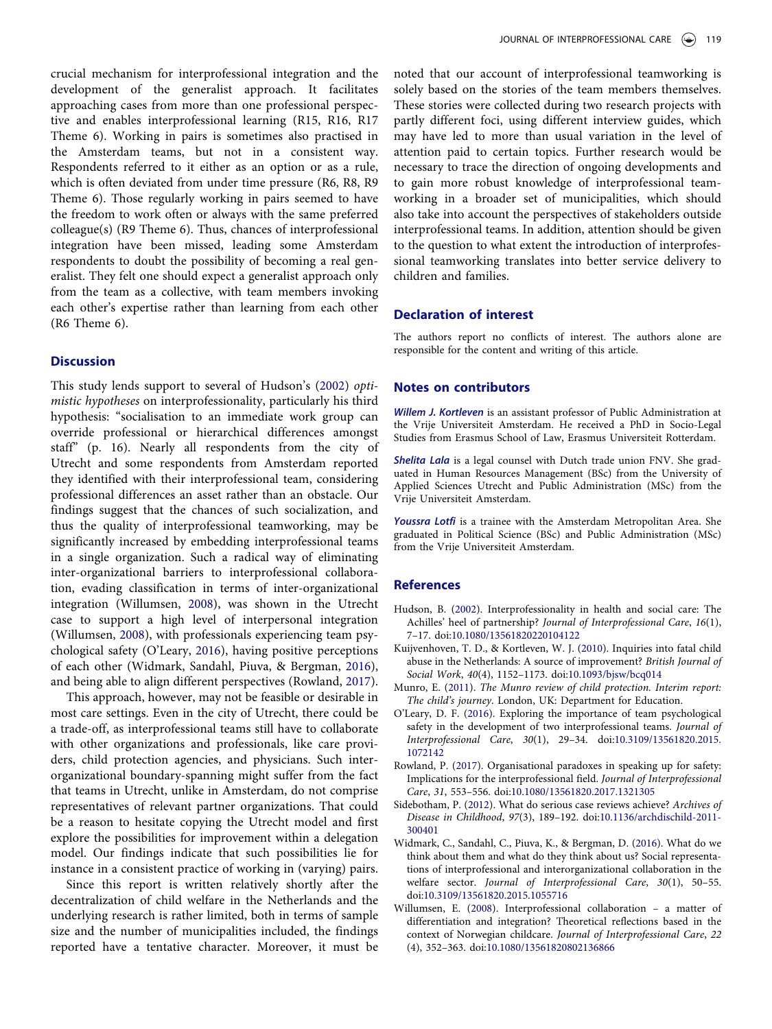crucial mechanism for interprofessional integration and the development of the generalist approach. It facilitates approaching cases from more than one professional perspective and enables interprofessional learning (R15, R16, R17 Theme 6). Working in pairs is sometimes also practised in the Amsterdam teams, but not in a consistent way. Respondents referred to it either as an option or as a rule, which is often deviated from under time pressure (R6, R8, R9 Theme 6). Those regularly working in pairs seemed to have the freedom to work often or always with the same preferred colleague(s) (R9 Theme 6). Thus, chances of interprofessional integration have been missed, leading some Amsterdam respondents to doubt the possibility of becoming a real generalist. They felt one should expect a generalist approach only from the team as a collective, with team members invoking each other's expertise rather than learning from each other (R6 Theme 6).

## Discussion

This study lends support to several of Hudson's (2002) *optimistic hypotheses* on interprofessionality, particularly his third hypothesis: "socialisation to an immediate work group can override professional or hierarchical differences amongst staff" (p. 16). Nearly all respondents from the city of Utrecht and some respondents from Amsterdam reported they identified with their interprofessional team, considering professional differences an asset rather than an obstacle. Our findings suggest that the chances of such socialization, and thus the quality of interprofessional teamworking, may be significantly increased by embedding interprofessional teams in a single organization. Such a radical way of eliminating inter-organizational barriers to interprofessional collaboration, evading classification in terms of inter-organizational integration (Willumsen, 2008), was shown in the Utrecht case to support a high level of interpersonal integration (Willumsen, 2008), with professionals experiencing team psychological safety (O'Leary, 2016), having positive perceptions of each other (Widmark, Sandahl, Piuva, & Bergman, 2016), and being able to align different perspectives (Rowland, 2017).

This approach, however, may not be feasible or desirable in most care settings. Even in the city of Utrecht, there could be a trade-off, as interprofessional teams still have to collaborate with other organizations and professionals, like care providers, child protection agencies, and physicians. Such inter-organizational boundary-spanning might suffer from the fact that teams in Utrecht, unlike in Amsterdam, do not comprise representatives of relevant partner organizations. That could be a reason to hesitate copying the Utrecht model and first explore the possibilities for improvement within a delegation model. Our findings indicate that such possibilities lie for instance in a consistent practice of working in (varying) pairs.

Since this report is written relatively shortly after the decentralization of child welfare in the Netherlands and the underlying research is rather limited, both in terms of sample size and the number of municipalities included, the findings reported have a tentative character. Moreover, it must be noted that our account of interprofessional teamworking is solely based on the stories of the team members themselves. These stories were collected during two research projects with partly different foci, using different interview guides, which may have led to more than usual variation in the level of attention paid to certain topics. Further research would be necessary to trace the direction of ongoing developments and to gain more robust knowledge of interprofessional teamworking in a broader set of municipalities, which should also take into account the perspectives of stakeholders outside interprofessional teams. In addition, attention should be given to the question to what extent the introduction of interprofessional teamworking translates into better service delivery to children and families.

## Declaration of interest

The authors report no conflicts of interest. The authors alone are responsible for the content and writing of this article.

## Notes on contributors

***Willem J. Kortleven*** is an assistant professor of Public Administration at the Vrije Universiteit Amsterdam. He received a PhD in Socio-Legal Studies from Erasmus School of Law, Erasmus Universiteit Rotterdam.

***Shelita Lala*** is a legal counsel with Dutch trade union FNV. She graduated in Human Resources Management (BSc) from the University of Applied Sciences Utrecht and Public Administration (MSc) from the Vrije Universiteit Amsterdam.

***Youssra Lotfi*** is a trainee with the Amsterdam Metropolitan Area. She graduated in Political Science (BSc) and Public Administration (MSc) from the Vrije Universiteit Amsterdam.

## References

Hudson, B. (2002). Interprofessionality in health and social care: The Achilles' heel of partnership? *Journal of Interprofessional Care*, *16*(1), 7–17. doi:10.1080/13561820220104122

Kuijvenhoven, T. D., & Kortleven, W. J. (2010). Inquiries into fatal child abuse in the Netherlands: A source of improvement? *British Journal of Social Work*, *40*(4), 1152–1173. doi:10.1093/bjsw/bcq014

Munro, E. (2011). *The Munro review of child protection. Interim report: The child's journey*. London, UK: Department for Education.

O'Leary, D. F. (2016). Exploring the importance of team psychological safety in the development of two interprofessional teams. *Journal of Interprofessional Care*, *30*(1), 29–34. doi:10.3109/13561820.2015.1072142

Rowland, P. (2017). Organisational paradoxes in speaking up for safety: Implications for the interprofessional field. *Journal of Interprofessional Care*, *31*, 553–556. doi:10.1080/13561820.2017.1321305

Sidebotham, P. (2012). What do serious case reviews achieve? *Archives of Disease in Childhood*, *97*(3), 189–192. doi:10.1136/archdischild-2011-300401

Widmark, C., Sandahl, C., Piuva, K., & Bergman, D. (2016). What do we think about them and what do they think about us? Social representations of interprofessional and interorganizational collaboration in the welfare sector. *Journal of Interprofessional Care*, *30*(1), 50–55. doi:10.3109/13561820.2015.1055716

Willumsen, E. (2008). Interprofessional collaboration – a matter of differentiation and integration? Theoretical reflections based in the context of Norwegian childcare. *Journal of Interprofessional Care*, *22*(4), 352–363. doi:10.1080/13561820802136866